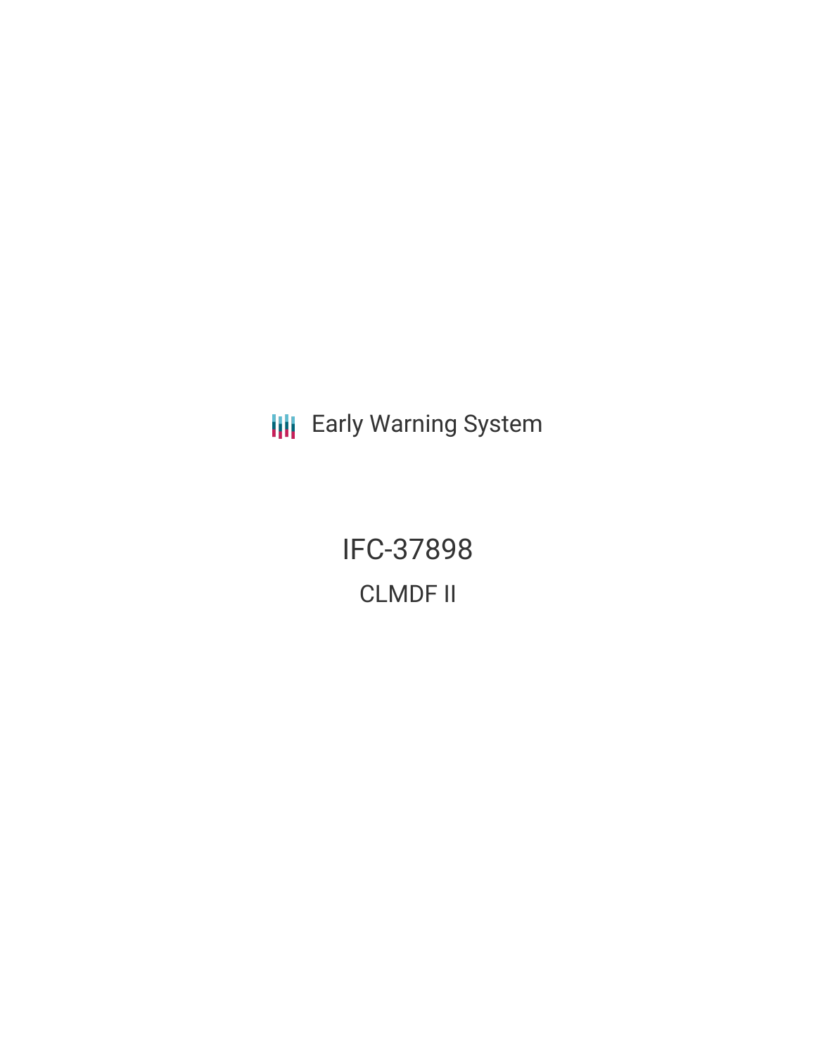Early Warning System

# IFC-37898

## CLMDF II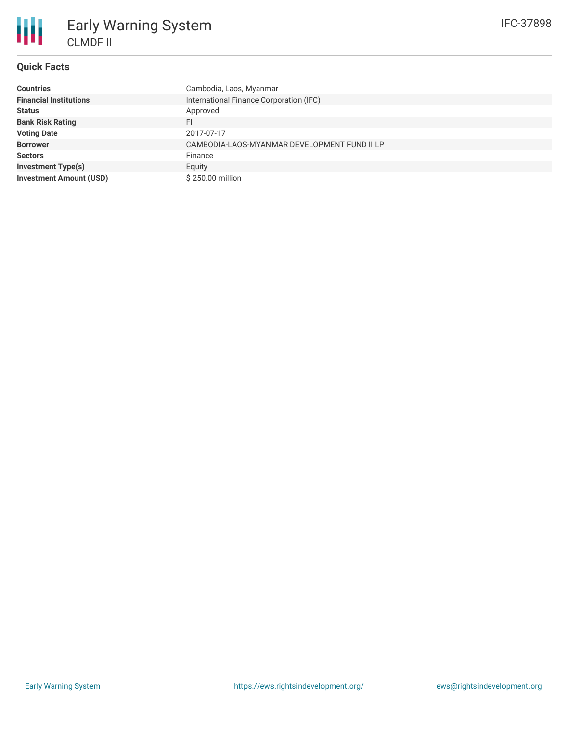# Early Warning System

## CLMDF II

IFC-37898

### Quick Facts

| | |
|---|---|
| **Countries** | Cambodia, Laos, Myanmar |
| **Financial Institutions** | International Finance Corporation (IFC) |
| **Status** | Approved |
| **Bank Risk Rating** | FI |
| **Voting Date** | 2017-07-17 |
| **Borrower** | CAMBODIA-LAOS-MYANMAR DEVELOPMENT FUND II LP |
| **Sectors** | Finance |
| **Investment Type(s)** | Equity |
| **Investment Amount (USD)** | $ 250.00 million |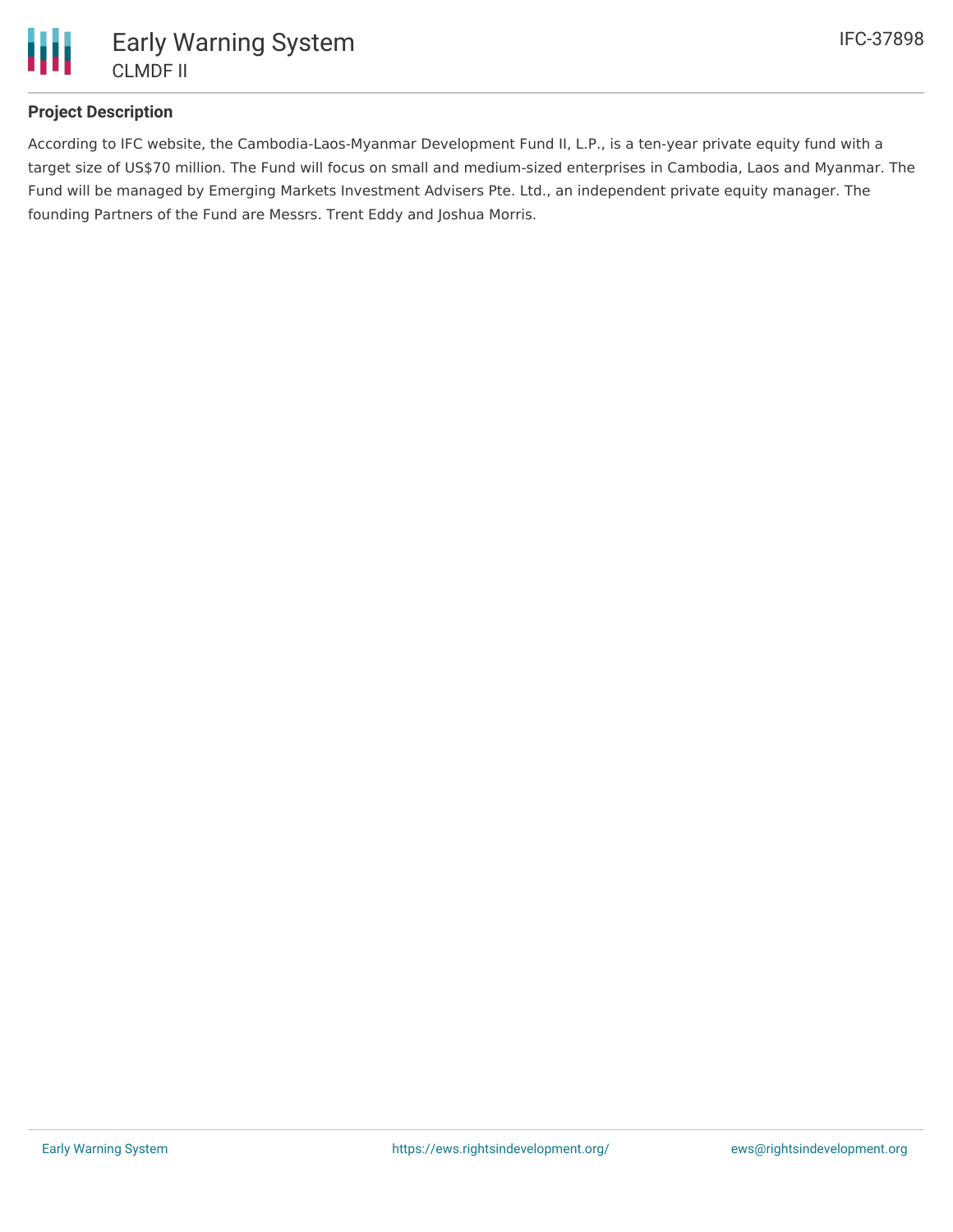## Project Description

According to IFC website, the Cambodia-Laos-Myanmar Development Fund II, L.P., is a ten-year private equity fund with a target size of US$70 million. The Fund will focus on small and medium-sized enterprises in Cambodia, Laos and Myanmar. The Fund will be managed by Emerging Markets Investment Advisers Pte. Ltd., an independent private equity manager. The founding Partners of the Fund are Messrs. Trent Eddy and Joshua Morris.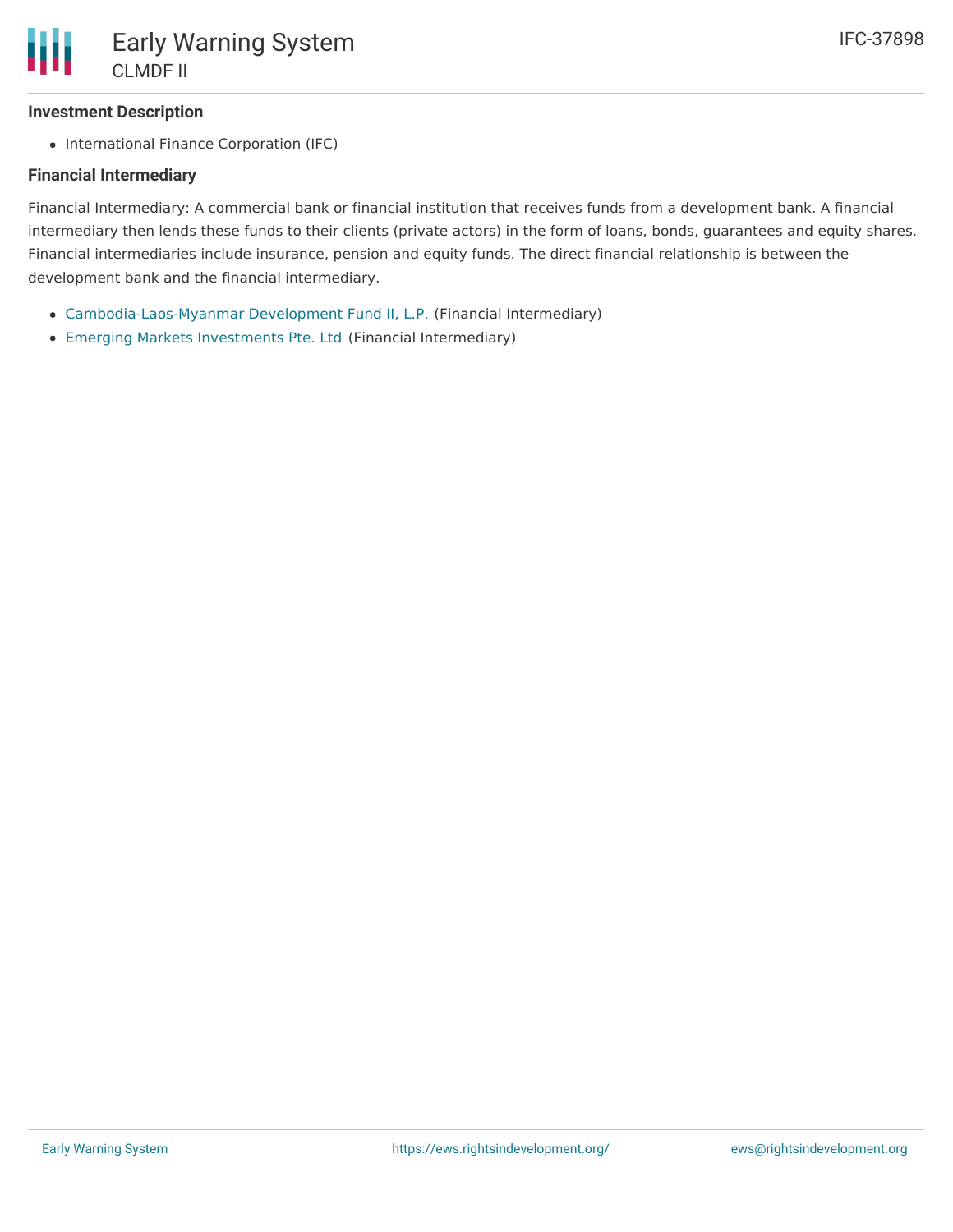### Investment Description

- International Finance Corporation (IFC)

### Financial Intermediary

Financial Intermediary: A commercial bank or financial institution that receives funds from a development bank. A financial intermediary then lends these funds to their clients (private actors) in the form of loans, bonds, guarantees and equity shares. Financial intermediaries include insurance, pension and equity funds. The direct financial relationship is between the development bank and the financial intermediary.

- Cambodia-Laos-Myanmar Development Fund II, L.P. (Financial Intermediary)
- Emerging Markets Investments Pte. Ltd (Financial Intermediary)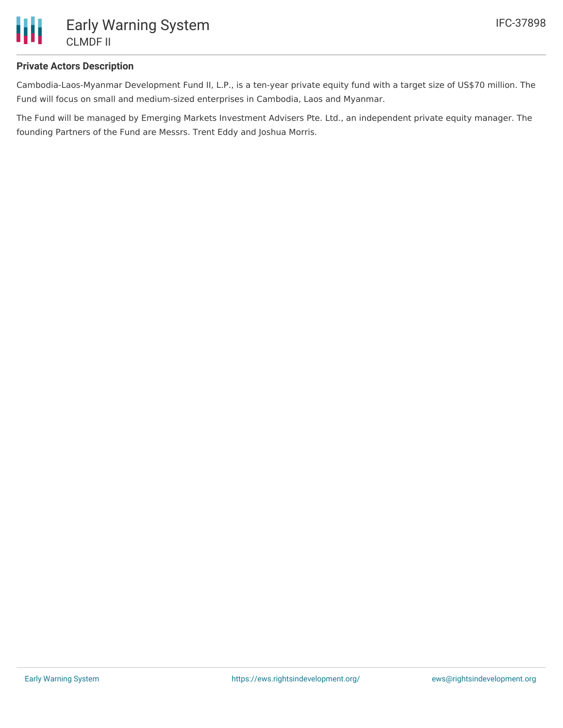## Private Actors Description

Cambodia-Laos-Myanmar Development Fund II, L.P., is a ten-year private equity fund with a target size of US$70 million. The Fund will focus on small and medium-sized enterprises in Cambodia, Laos and Myanmar.

The Fund will be managed by Emerging Markets Investment Advisers Pte. Ltd., an independent private equity manager. The founding Partners of the Fund are Messrs. Trent Eddy and Joshua Morris.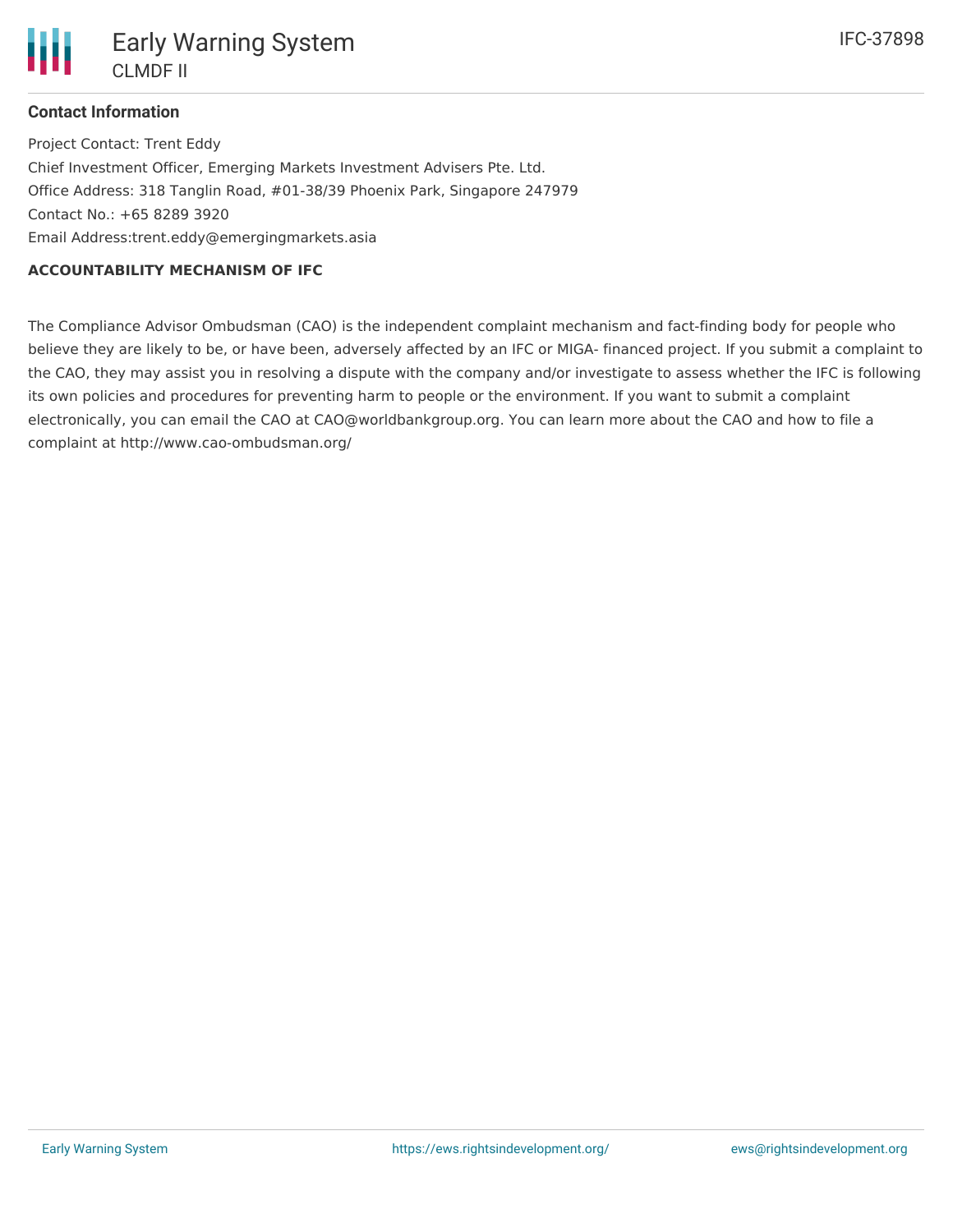### Contact Information

Project Contact: Trent Eddy
Chief Investment Officer, Emerging Markets Investment Advisers Pte. Ltd.
Office Address: 318 Tanglin Road, #01-38/39 Phoenix Park, Singapore 247979
Contact No.: +65 8289 3920
Email Address:trent.eddy@emergingmarkets.asia

**ACCOUNTABILITY MECHANISM OF IFC**

The Compliance Advisor Ombudsman (CAO) is the independent complaint mechanism and fact-finding body for people who believe they are likely to be, or have been, adversely affected by an IFC or MIGA- financed project. If you submit a complaint to the CAO, they may assist you in resolving a dispute with the company and/or investigate to assess whether the IFC is following its own policies and procedures for preventing harm to people or the environment. If you want to submit a complaint electronically, you can email the CAO at CAO@worldbankgroup.org. You can learn more about the CAO and how to file a complaint at http://www.cao-ombudsman.org/